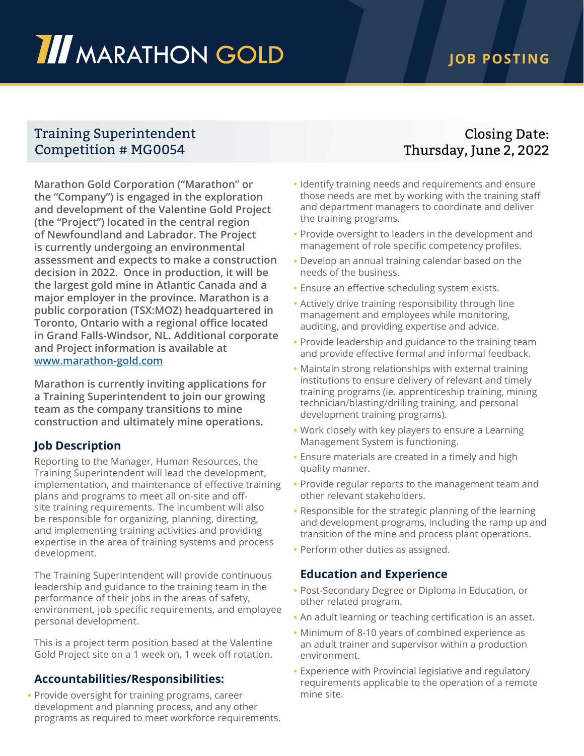MARATHON GOLD

JOB POSTING

## Training Superintendent
## Competition # MG0054

**Closing Date: Thursday, June 2, 2022**

**Marathon Gold Corporation ("Marathon" or the "Company") is engaged in the exploration and development of the Valentine Gold Project (the "Project") located in the central region of Newfoundland and Labrador. The Project is currently undergoing an environmental assessment and expects to make a construction decision in 2022. Once in production, it will be the largest gold mine in Atlantic Canada and a major employer in the province. Marathon is a public corporation (TSX:MOZ) headquartered in Toronto, Ontario with a regional office located in Grand Falls-Windsor, NL. Additional corporate and Project information is available at [www.marathon-gold.com](http://www.marathon-gold.com)**

**Marathon is currently inviting applications for a Training Superintendent to join our growing team as the company transitions to mine construction and ultimately mine operations.**

### Job Description

Reporting to the Manager, Human Resources, the Training Superintendent will lead the development, implementation, and maintenance of effective training plans and programs to meet all on-site and off-site training requirements. The incumbent will also be responsible for organizing, planning, directing, and implementing training activities and providing expertise in the area of training systems and process development.

The Training Superintendent will provide continuous leadership and guidance to the training team in the performance of their jobs in the areas of safety, environment, job specific requirements, and employee personal development.

This is a project term position based at the Valentine Gold Project site on a 1 week on, 1 week off rotation.

### Accountabilities/Responsibilities:

- Provide oversight for training programs, career development and planning process, and any other programs as required to meet workforce requirements.
- Identify training needs and requirements and ensure those needs are met by working with the training staff and department managers to coordinate and deliver the training programs.
- Provide oversight to leaders in the development and management of role specific competency profiles.
- Develop an annual training calendar based on the needs of the business.
- Ensure an effective scheduling system exists.
- Actively drive training responsibility through line management and employees while monitoring, auditing, and providing expertise and advice.
- Provide leadership and guidance to the training team and provide effective formal and informal feedback.
- Maintain strong relationships with external training institutions to ensure delivery of relevant and timely training programs (ie. apprenticeship training, mining technician/blasting/drilling training, and personal development training programs).
- Work closely with key players to ensure a Learning Management System is functioning.
- Ensure materials are created in a timely and high quality manner.
- Provide regular reports to the management team and other relevant stakeholders.
- Responsible for the strategic planning of the learning and development programs, including the ramp up and transition of the mine and process plant operations.
- Perform other duties as assigned.

### Education and Experience

- Post-Secondary Degree or Diploma in Education, or other related program.
- An adult learning or teaching certification is an asset.
- Minimum of 8-10 years of combined experience as an adult trainer and supervisor within a production environment.
- Experience with Provincial legislative and regulatory requirements applicable to the operation of a remote mine site.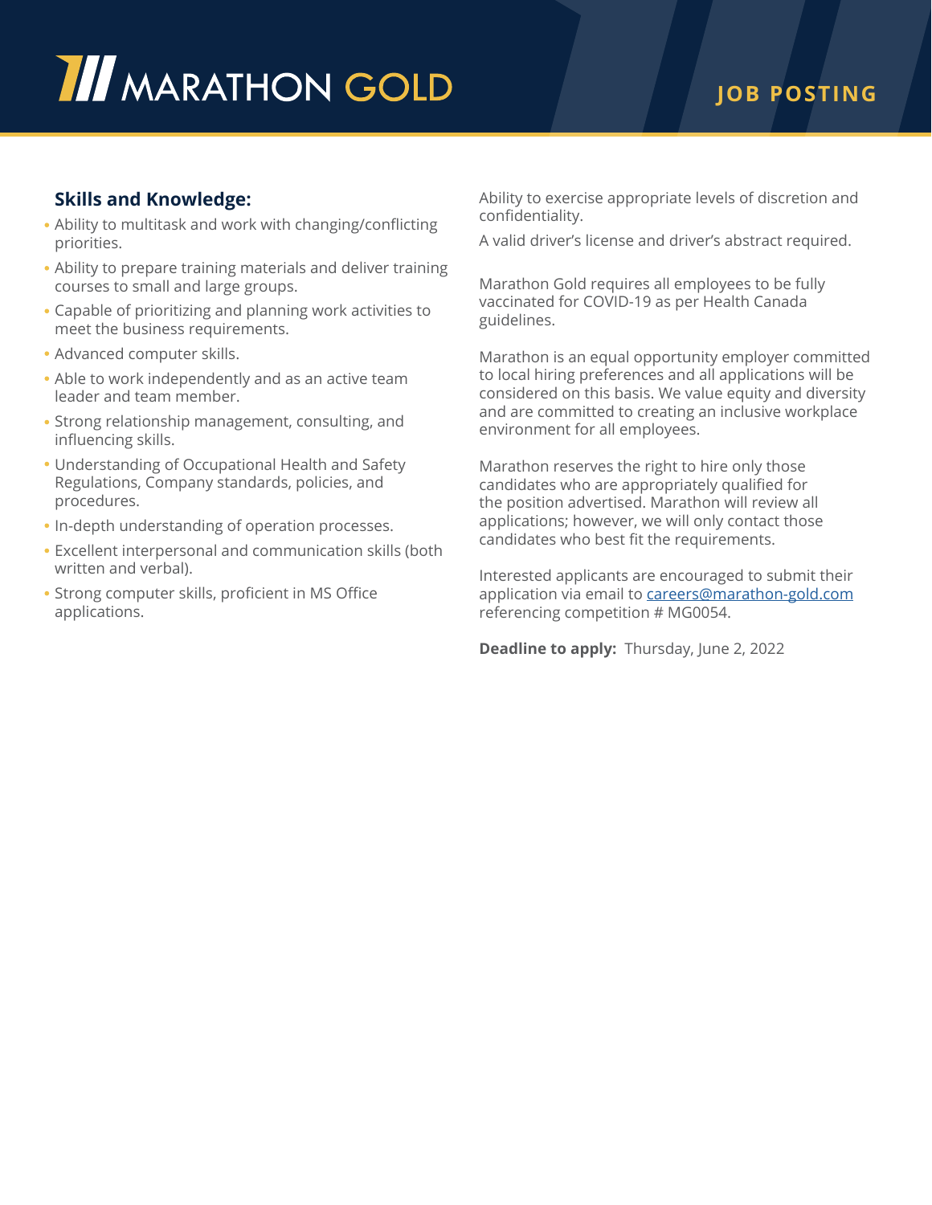## Skills and Knowledge:

- Ability to multitask and work with changing/conflicting priorities.
- Ability to prepare training materials and deliver training courses to small and large groups.
- Capable of prioritizing and planning work activities to meet the business requirements.
- Advanced computer skills.
- Able to work independently and as an active team leader and team member.
- Strong relationship management, consulting, and influencing skills.
- Understanding of Occupational Health and Safety Regulations, Company standards, policies, and procedures.
- In-depth understanding of operation processes.
- Excellent interpersonal and communication skills (both written and verbal).
- Strong computer skills, proficient in MS Office applications.

Ability to exercise appropriate levels of discretion and confidentiality.

A valid driver's license and driver's abstract required.

Marathon Gold requires all employees to be fully vaccinated for COVID-19 as per Health Canada guidelines.

Marathon is an equal opportunity employer committed to local hiring preferences and all applications will be considered on this basis. We value equity and diversity and are committed to creating an inclusive workplace environment for all employees.

Marathon reserves the right to hire only those candidates who are appropriately qualified for the position advertised. Marathon will review all applications; however, we will only contact those candidates who best fit the requirements.

Interested applicants are encouraged to submit their application via email to careers@marathon-gold.com referencing competition # MG0054.

**Deadline to apply:** Thursday, June 2, 2022